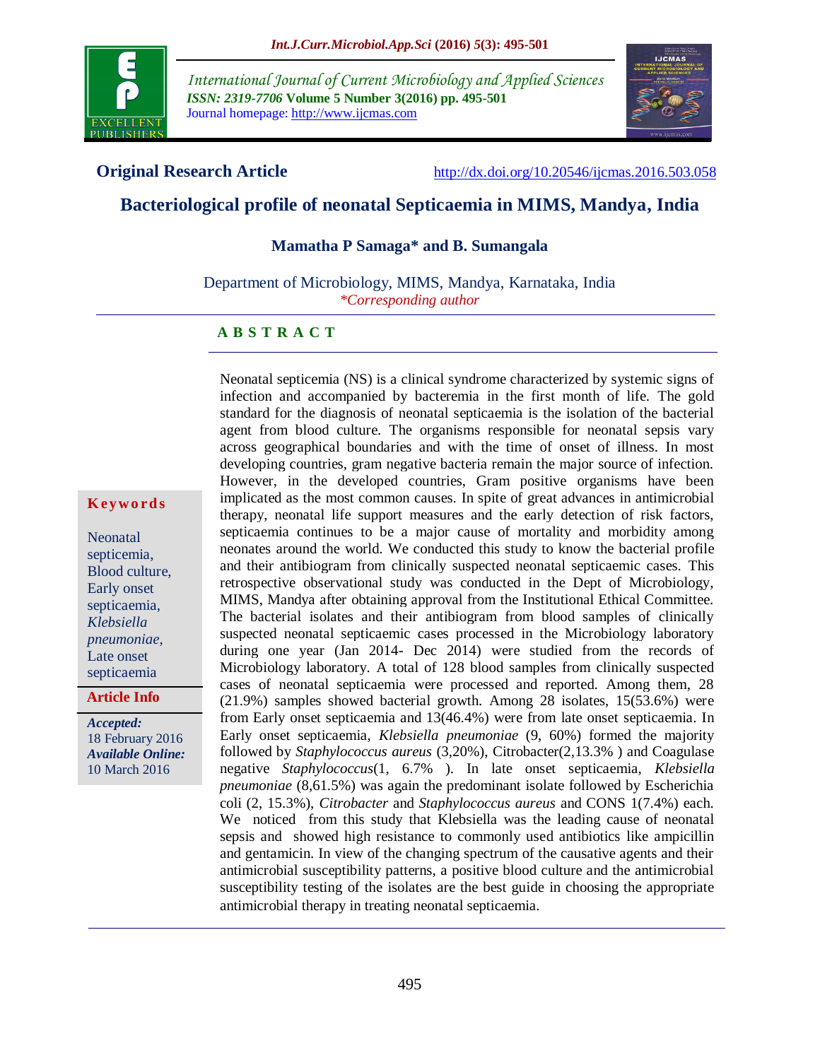Original Research Article

http://dx.doi.org/10.20546/ijcmas.2016.503.058

# Bacteriological profile of neonatal Septicaemia in MIMS, Mandya, India

**Mamatha P Samaga* and B. Sumangala**

Department of Microbiology, MIMS, Mandya, Karnataka, India

*Corresponding author

## ABSTRACT

**Keywords**

Neonatal septicemia, Blood culture, Early onset septicaemia, *Klebsiella pneumoniae*, Late onset septicaemia

**Article Info**

*Accepted:* 18 February 2016

*Available Online:* 10 March 2016

Neonatal septicemia (NS) is a clinical syndrome characterized by systemic signs of infection and accompanied by bacteremia in the first month of life. The gold standard for the diagnosis of neonatal septicaemia is the isolation of the bacterial agent from blood culture. The organisms responsible for neonatal sepsis vary across geographical boundaries and with the time of onset of illness. In most developing countries, gram negative bacteria remain the major source of infection. However, in the developed countries, Gram positive organisms have been implicated as the most common causes. In spite of great advances in antimicrobial therapy, neonatal life support measures and the early detection of risk factors, septicaemia continues to be a major cause of mortality and morbidity among neonates around the world. We conducted this study to know the bacterial profile and their antibiogram from clinically suspected neonatal septicaemic cases. This retrospective observational study was conducted in the Dept of Microbiology, MIMS, Mandya after obtaining approval from the Institutional Ethical Committee. The bacterial isolates and their antibiogram from blood samples of clinically suspected neonatal septicaemic cases processed in the Microbiology laboratory during one year (Jan 2014- Dec 2014) were studied from the records of Microbiology laboratory. A total of 128 blood samples from clinically suspected cases of neonatal septicaemia were processed and reported. Among them, 28 (21.9%) samples showed bacterial growth. Among 28 isolates, 15(53.6%) were from Early onset septicaemia and 13(46.4%) were from late onset septicaemia. In Early onset septicaemia, *Klebsiella pneumoniae* (9, 60%) formed the majority followed by *Staphylococcus aureus* (3,20%), Citrobacter(2,13.3% ) and Coagulase negative *Staphylococcus*(1, 6.7% ). In late onset septicaemia, *Klebsiella pneumoniae* (8,61.5%) was again the predominant isolate followed by Escherichia coli (2, 15.3%), *Citrobacter* and *Staphylococcus aureus* and CONS 1(7.4%) each. We noticed from this study that Klebsiella was the leading cause of neonatal sepsis and showed high resistance to commonly used antibiotics like ampicillin and gentamicin. In view of the changing spectrum of the causative agents and their antimicrobial susceptibility patterns, a positive blood culture and the antimicrobial susceptibility testing of the isolates are the best guide in choosing the appropriate antimicrobial therapy in treating neonatal septicaemia.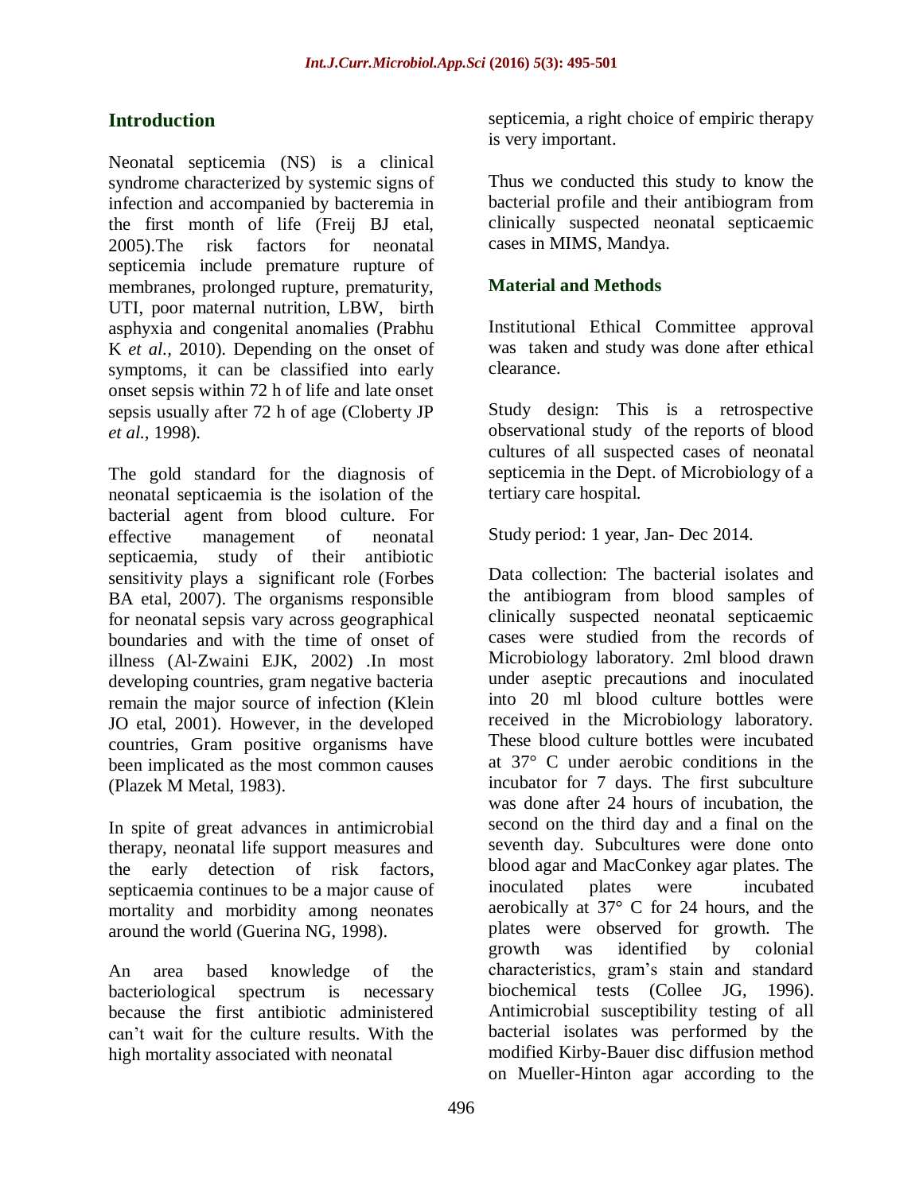## Introduction

Neonatal septicemia (NS) is a clinical syndrome characterized by systemic signs of infection and accompanied by bacteremia in the first month of life (Freij BJ etal, 2005).The risk factors for neonatal septicemia include premature rupture of membranes, prolonged rupture, prematurity, UTI, poor maternal nutrition, LBW, birth asphyxia and congenital anomalies (Prabhu K *et al.*, 2010). Depending on the onset of symptoms, it can be classified into early onset sepsis within 72 h of life and late onset sepsis usually after 72 h of age (Cloberty JP *et al.*, 1998).

The gold standard for the diagnosis of neonatal septicaemia is the isolation of the bacterial agent from blood culture. For effective management of neonatal septicaemia, study of their antibiotic sensitivity plays a significant role (Forbes BA etal, 2007). The organisms responsible for neonatal sepsis vary across geographical boundaries and with the time of onset of illness (Al-Zwaini EJK, 2002) .In most developing countries, gram negative bacteria remain the major source of infection (Klein JO etal, 2001). However, in the developed countries, Gram positive organisms have been implicated as the most common causes (Plazek M Metal, 1983).

In spite of great advances in antimicrobial therapy, neonatal life support measures and the early detection of risk factors, septicaemia continues to be a major cause of mortality and morbidity among neonates around the world (Guerina NG, 1998).

An area based knowledge of the bacteriological spectrum is necessary because the first antibiotic administered can't wait for the culture results. With the high mortality associated with neonatal septicemia, a right choice of empiric therapy is very important.

Thus we conducted this study to know the bacterial profile and their antibiogram from clinically suspected neonatal septicaemic cases in MIMS, Mandya.

## Material and Methods

Institutional Ethical Committee approval was taken and study was done after ethical clearance.

Study design: This is a retrospective observational study of the reports of blood cultures of all suspected cases of neonatal septicemia in the Dept. of Microbiology of a tertiary care hospital.

Study period: 1 year, Jan- Dec 2014.

Data collection: The bacterial isolates and the antibiogram from blood samples of clinically suspected neonatal septicaemic cases were studied from the records of Microbiology laboratory. 2ml blood drawn under aseptic precautions and inoculated into 20 ml blood culture bottles were received in the Microbiology laboratory. These blood culture bottles were incubated at 37° C under aerobic conditions in the incubator for 7 days. The first subculture was done after 24 hours of incubation, the second on the third day and a final on the seventh day. Subcultures were done onto blood agar and MacConkey agar plates. The inoculated plates were incubated aerobically at 37° C for 24 hours, and the plates were observed for growth. The growth was identified by colonial characteristics, gram's stain and standard biochemical tests (Collee JG, 1996). Antimicrobial susceptibility testing of all bacterial isolates was performed by the modified Kirby-Bauer disc diffusion method on Mueller-Hinton agar according to the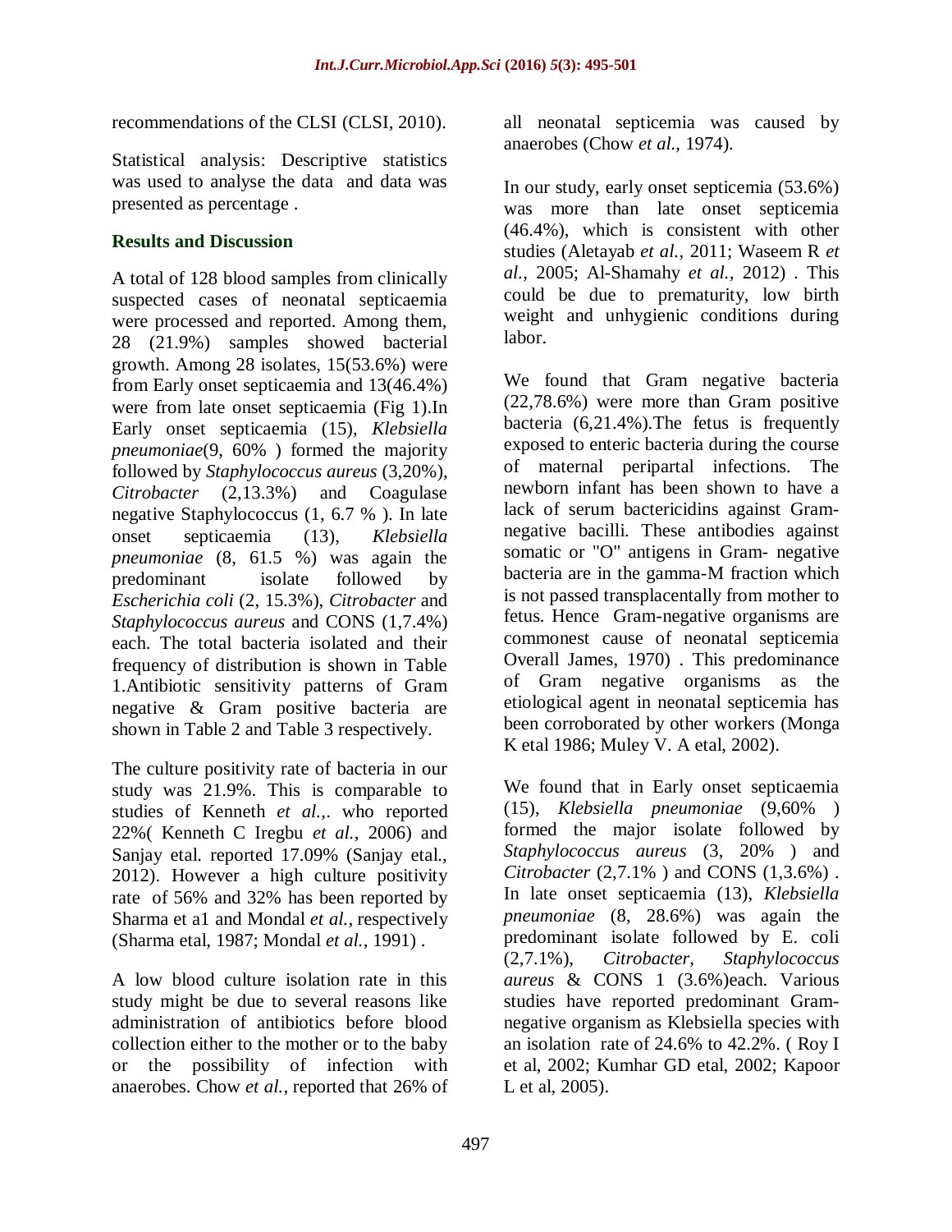recommendations of the CLSI (CLSI, 2010).

Statistical analysis: Descriptive statistics was used to analyse the data and data was presented as percentage .

## Results and Discussion

A total of 128 blood samples from clinically suspected cases of neonatal septicaemia were processed and reported. Among them, 28 (21.9%) samples showed bacterial growth. Among 28 isolates, 15(53.6%) were from Early onset septicaemia and 13(46.4%) were from late onset septicaemia (Fig 1).In Early onset septicaemia (15), *Klebsiella pneumoniae*(9, 60% ) formed the majority followed by *Staphylococcus aureus* (3,20%), *Citrobacter* (2,13.3%) and Coagulase negative Staphylococcus (1, 6.7 % ). In late onset septicaemia (13), *Klebsiella pneumoniae* (8, 61.5 %) was again the predominant isolate followed by *Escherichia coli* (2, 15.3%), *Citrobacter* and *Staphylococcus aureus* and CONS (1,7.4%) each. The total bacteria isolated and their frequency of distribution is shown in Table 1.Antibiotic sensitivity patterns of Gram negative & Gram positive bacteria are shown in Table 2 and Table 3 respectively.

The culture positivity rate of bacteria in our study was 21.9%. This is comparable to studies of Kenneth *et al.,*. who reported 22%( Kenneth C Iregbu *et al.,* 2006) and Sanjay etal. reported 17.09% (Sanjay etal., 2012). However a high culture positivity rate of 56% and 32% has been reported by Sharma et a1 and Mondal *et al.,* respectively (Sharma etal, 1987; Mondal *et al.,* 1991) .

A low blood culture isolation rate in this study might be due to several reasons like administration of antibiotics before blood collection either to the mother or to the baby or the possibility of infection with anaerobes. Chow *et al.,* reported that 26% of all neonatal septicemia was caused by anaerobes (Chow *et al.,* 1974).

In our study, early onset septicemia (53.6%) was more than late onset septicemia (46.4%), which is consistent with other studies (Aletayab *et al.,* 2011; Waseem R *et al.,* 2005; Al-Shamahy *et al.,* 2012) . This could be due to prematurity, low birth weight and unhygienic conditions during labor.

We found that Gram negative bacteria (22,78.6%) were more than Gram positive bacteria (6,21.4%).The fetus is frequently exposed to enteric bacteria during the course of maternal peripartal infections. The newborn infant has been shown to have a lack of serum bactericidins against Gram-negative bacilli. These antibodies against somatic or "O" antigens in Gram- negative bacteria are in the gamma-M fraction which is not passed transplacentally from mother to fetus. Hence Gram-negative organisms are commonest cause of neonatal septicemia Overall James, 1970) . This predominance of Gram negative organisms as the etiological agent in neonatal septicemia has been corroborated by other workers (Monga K etal 1986; Muley V. A etal, 2002).

We found that in Early onset septicaemia (15), *Klebsiella pneumoniae* (9,60% ) formed the major isolate followed by *Staphylococcus aureus* (3, 20% ) and *Citrobacter* (2,7.1% ) and CONS (1,3.6%) . In late onset septicaemia (13), *Klebsiella pneumoniae* (8, 28.6%) was again the predominant isolate followed by E. coli (2,7.1%), *Citrobacter*, *Staphylococcus aureus* & CONS 1 (3.6%)each. Various studies have reported predominant Gram-negative organism as Klebsiella species with an isolation rate of 24.6% to 42.2%. ( Roy I et al, 2002; Kumhar GD etal, 2002; Kapoor L et al, 2005).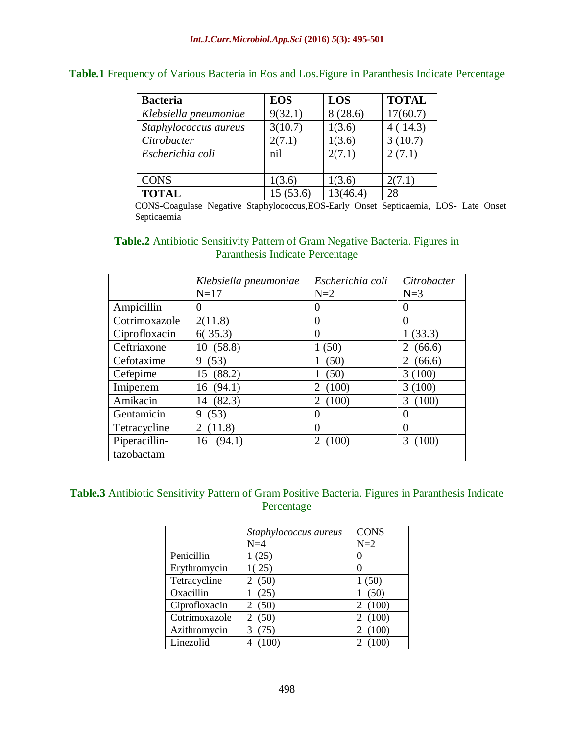**Table.1** Frequency of Various Bacteria in Eos and Los.Figure in Paranthesis Indicate Percentage

| Bacteria | EOS | LOS | TOTAL |
|---|---|---|---|
| *Klebsiella pneumoniae* | 9(32.1) | 8 (28.6) | 17(60.7) |
| *Staphylococcus aureus* | 3(10.7) | 1(3.6) | 4 ( 14.3) |
| *Citrobacter* | 2(7.1) | 1(3.6) | 3 (10.7) |
| *Escherichia coli* | nil | 2(7.1) | 2 (7.1) |
| CONS | 1(3.6) | 1(3.6) | 2(7.1) |
| **TOTAL** | 15 (53.6) | 13(46.4) | 28 |

CONS-Coagulase Negative Staphylococcus,EOS-Early Onset Septicaemia, LOS- Late Onset Septicaemia

**Table.2** Antibiotic Sensitivity Pattern of Gram Negative Bacteria. Figures in Paranthesis Indicate Percentage

| | *Klebsiella pneumoniae* N=17 | *Escherichia coli* N=2 | *Citrobacter* N=3 |
|---|---|---|---|
| Ampicillin | 0 | 0 | 0 |
| Cotrimoxazole | 2(11.8) | 0 | 0 |
| Ciprofloxacin | 6( 35.3) | 0 | 1 (33.3) |
| Ceftriaxone | 10 (58.8) | 1 (50) | 2 (66.6) |
| Cefotaxime | 9 (53) | 1 (50) | 2 (66.6) |
| Cefepime | 15 (88.2) | 1 (50) | 3 (100) |
| Imipenem | 16 (94.1) | 2 (100) | 3 (100) |
| Amikacin | 14 (82.3) | 2 (100) | 3 (100) |
| Gentamicin | 9 (53) | 0 | 0 |
| Tetracycline | 2 (11.8) | 0 | 0 |
| Piperacillin-tazobactam | 16 (94.1) | 2 (100) | 3 (100) |

**Table.3** Antibiotic Sensitivity Pattern of Gram Positive Bacteria. Figures in Paranthesis Indicate Percentage

| | *Staphylococcus aureus* N=4 | CONS N=2 |
|---|---|---|
| Penicillin | 1 (25) | 0 |
| Erythromycin | 1( 25) | 0 |
| Tetracycline | 2 (50) | 1 (50) |
| Oxacillin | 1 (25) | 1 (50) |
| Ciprofloxacin | 2 (50) | 2 (100) |
| Cotrimoxazole | 2 (50) | 2 (100) |
| Azithromycin | 3 (75) | 2 (100) |
| Linezolid | 4 (100) | 2 (100) |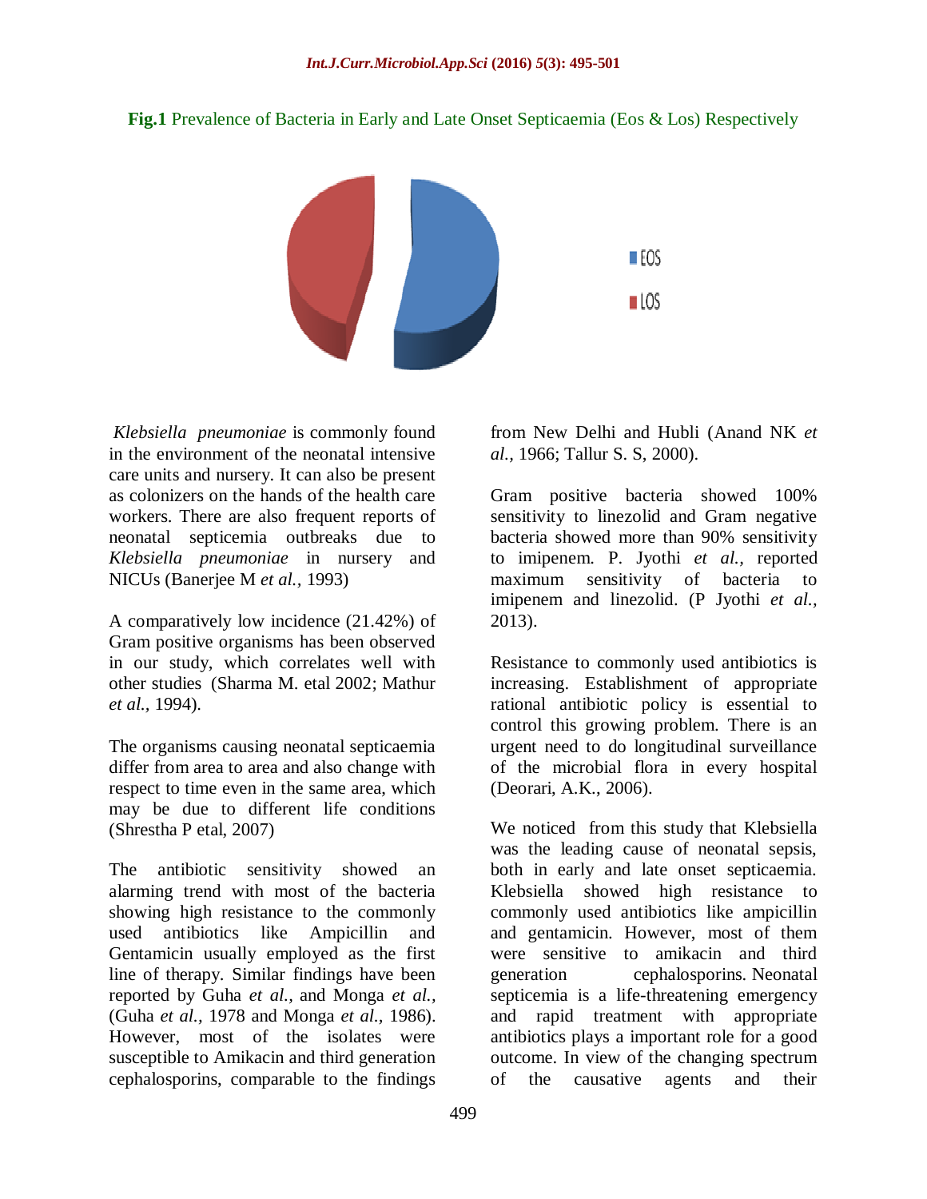**Fig.1** Prevalence of Bacteria in Early and Late Onset Septicaemia (Eos & Los) Respectively

*Klebsiella pneumoniae* is commonly found in the environment of the neonatal intensive care units and nursery. It can also be present as colonizers on the hands of the health care workers. There are also frequent reports of neonatal septicemia outbreaks due to *Klebsiella pneumoniae* in nursery and NICUs (Banerjee M *et al.,* 1993)

A comparatively low incidence (21.42%) of Gram positive organisms has been observed in our study, which correlates well with other studies (Sharma M. etal 2002; Mathur *et al.,* 1994).

The organisms causing neonatal septicaemia differ from area to area and also change with respect to time even in the same area, which may be due to different life conditions (Shrestha P etal, 2007)

The antibiotic sensitivity showed an alarming trend with most of the bacteria showing high resistance to the commonly used antibiotics like Ampicillin and Gentamicin usually employed as the first line of therapy. Similar findings have been reported by Guha *et al.,* and Monga *et al.,* (Guha *et al.,* 1978 and Monga *et al.,* 1986). However, most of the isolates were susceptible to Amikacin and third generation cephalosporins, comparable to the findings from New Delhi and Hubli (Anand NK *et al.,* 1966; Tallur S. S, 2000).

Gram positive bacteria showed 100% sensitivity to linezolid and Gram negative bacteria showed more than 90% sensitivity to imipenem. P. Jyothi *et al.,* reported maximum sensitivity of bacteria to imipenem and linezolid. (P Jyothi *et al.,* 2013).

Resistance to commonly used antibiotics is increasing. Establishment of appropriate rational antibiotic policy is essential to control this growing problem. There is an urgent need to do longitudinal surveillance of the microbial flora in every hospital (Deorari, A.K., 2006).

We noticed from this study that Klebsiella was the leading cause of neonatal sepsis, both in early and late onset septicaemia. Klebsiella showed high resistance to commonly used antibiotics like ampicillin and gentamicin. However, most of them were sensitive to amikacin and third generation cephalosporins. Neonatal septicemia is a life-threatening emergency and rapid treatment with appropriate antibiotics plays a important role for a good outcome. In view of the changing spectrum of the causative agents and their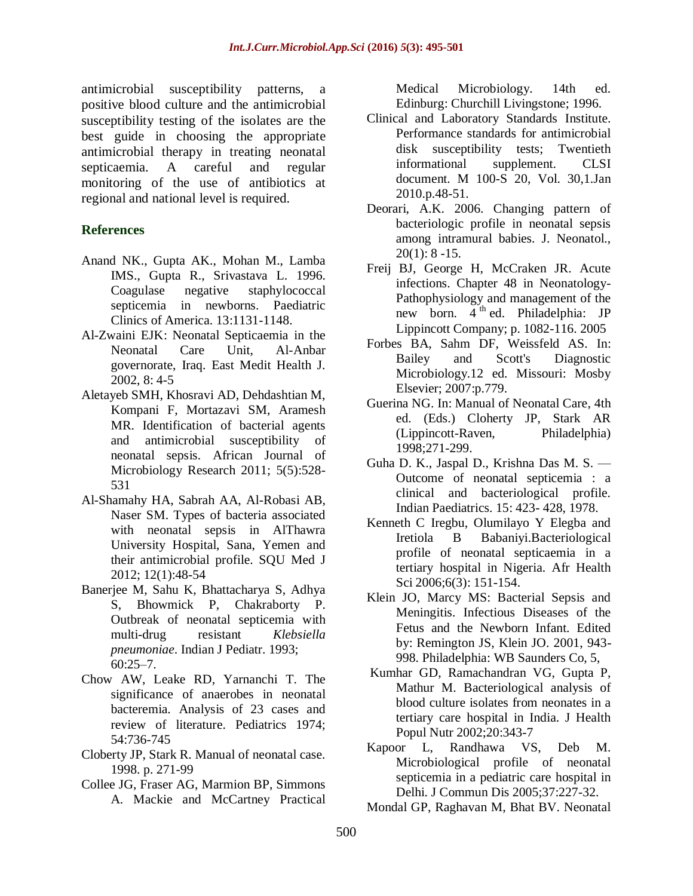antimicrobial susceptibility patterns, a positive blood culture and the antimicrobial susceptibility testing of the isolates are the best guide in choosing the appropriate antimicrobial therapy in treating neonatal septicaemia. A careful and regular monitoring of the use of antibiotics at regional and national level is required.

## References

Anand NK., Gupta AK., Mohan M., Lamba IMS., Gupta R., Srivastava L. 1996. Coagulase negative staphylococcal septicemia in newborns. Paediatric Clinics of America. 13:1131-1148.

Al-Zwaini EJK: Neonatal Septicaemia in the Neonatal Care Unit, Al-Anbar governorate, Iraq. East Medit Health J. 2002, 8: 4-5

Aletayeb SMH, Khosravi AD, Dehdashtian M, Kompani F, Mortazavi SM, Aramesh MR. Identification of bacterial agents and antimicrobial susceptibility of neonatal sepsis. African Journal of Microbiology Research 2011; 5(5):528-531

Al-Shamahy HA, Sabrah AA, Al-Robasi AB, Naser SM. Types of bacteria associated with neonatal sepsis in AlThawra University Hospital, Sana, Yemen and their antimicrobial profile. SQU Med J 2012; 12(1):48-54

Banerjee M, Sahu K, Bhattacharya S, Adhya S, Bhowmick P, Chakraborty P. Outbreak of neonatal septicemia with multi-drug resistant *Klebsiella pneumoniae*. Indian J Pediatr. 1993; 60:25–7.

Chow AW, Leake RD, Yarnanchi T. The significance of anaerobes in neonatal bacteremia. Analysis of 23 cases and review of literature. Pediatrics 1974; 54:736-745

Cloberty JP, Stark R. Manual of neonatal case. 1998. p. 271-99

Collee JG, Fraser AG, Marmion BP, Simmons A. Mackie and McCartney Practical Medical Microbiology. 14th ed. Edinburg: Churchill Livingstone; 1996.

Clinical and Laboratory Standards Institute. Performance standards for antimicrobial disk susceptibility tests; Twentieth informational supplement. CLSI document. M 100-S 20, Vol. 30,1.Jan 2010.p.48-51.

Deorari, A.K. 2006. Changing pattern of bacteriologic profile in neonatal sepsis among intramural babies. J. Neonatol., 20(1): 8 -15.

Freij BJ, George H, McCraken JR. Acute infections. Chapter 48 in Neonatology-Pathophysiology and management of the new born. 4th ed. Philadelphia: JP Lippincott Company; p. 1082-116. 2005

Forbes BA, Sahm DF, Weissfeld AS. In: Bailey and Scott's Diagnostic Microbiology.12 ed. Missouri: Mosby Elsevier; 2007:p.779.

Guerina NG. In: Manual of Neonatal Care, 4th ed. (Eds.) Cloherty JP, Stark AR (Lippincott-Raven, Philadelphia) 1998;271-299.

Guha D. K., Jaspal D., Krishna Das M. S. — Outcome of neonatal septicemia : a clinical and bacteriological profile. Indian Paediatrics. 15: 423- 428, 1978.

Kenneth C Iregbu, Olumilayo Y Elegba and Iretiola B Babaniyi.Bacteriological profile of neonatal septicaemia in a tertiary hospital in Nigeria. Afr Health Sci 2006;6(3): 151-154.

Klein JO, Marcy MS: Bacterial Sepsis and Meningitis. Infectious Diseases of the Fetus and the Newborn Infant. Edited by: Remington JS, Klein JO. 2001, 943-998. Philadelphia: WB Saunders Co, 5,

Kumhar GD, Ramachandran VG, Gupta P, Mathur M. Bacteriological analysis of blood culture isolates from neonates in a tertiary care hospital in India. J Health Popul Nutr 2002;20:343-7

Kapoor L, Randhawa VS, Deb M. Microbiological profile of neonatal septicemia in a pediatric care hospital in Delhi. J Commun Dis 2005;37:227-32.

Mondal GP, Raghavan M, Bhat BV. Neonatal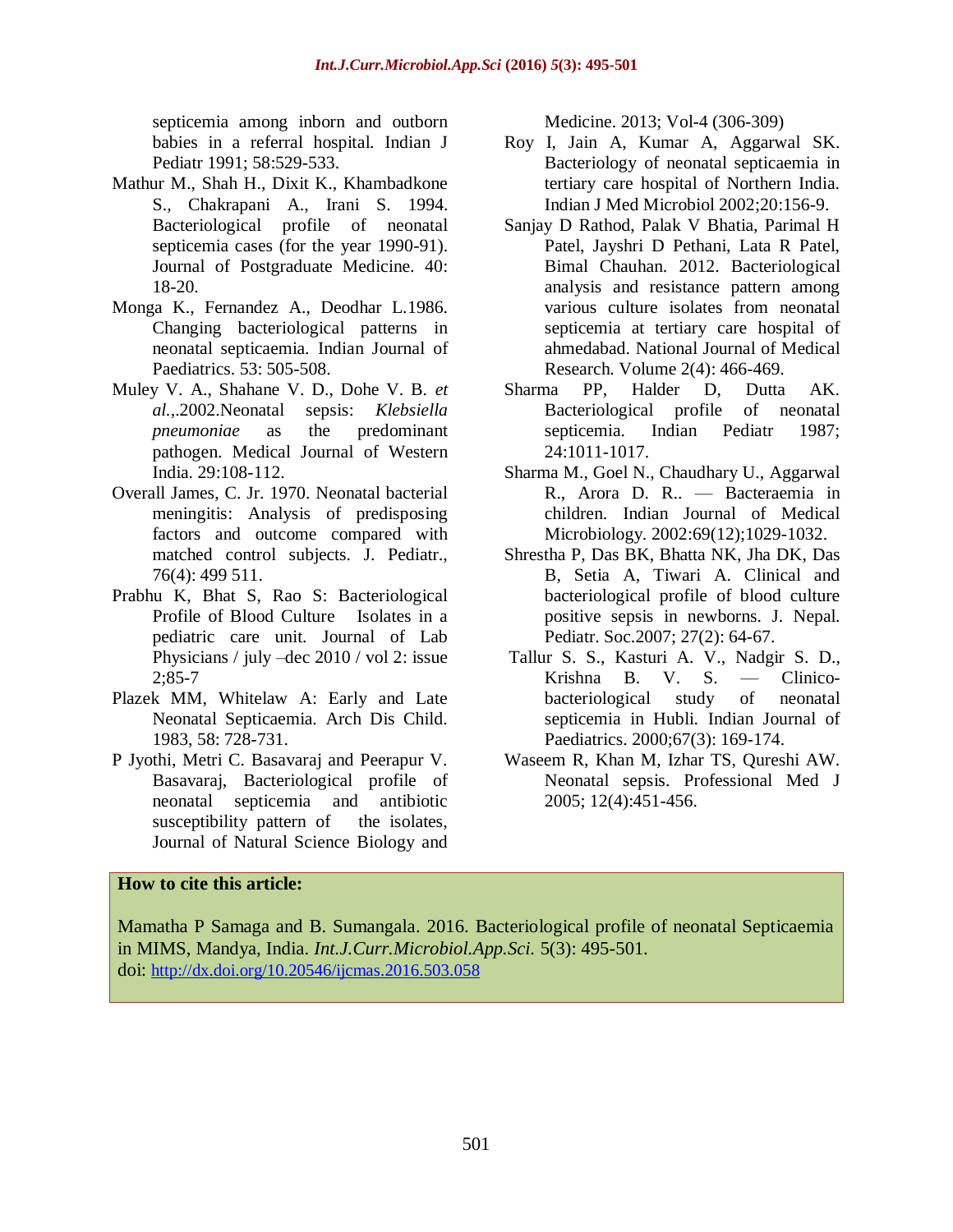septicemia among inborn and outborn babies in a referral hospital. Indian J Pediatr 1991; 58:529-533.

Mathur M., Shah H., Dixit K., Khambadkone S., Chakrapani A., Irani S. 1994. Bacteriological profile of neonatal septicemia cases (for the year 1990-91). Journal of Postgraduate Medicine. 40: 18-20.

Monga K., Fernandez A., Deodhar L.1986. Changing bacteriological patterns in neonatal septicaemia. Indian Journal of Paediatrics. 53: 505-508.

Muley V. A., Shahane V. D., Dohe V. B. *et al.*,.2002.Neonatal sepsis: *Klebsiella pneumoniae* as the predominant pathogen. Medical Journal of Western India. 29:108-112.

Overall James, C. Jr. 1970. Neonatal bacterial meningitis: Analysis of predisposing factors and outcome compared with matched control subjects. J. Pediatr., 76(4): 499 511.

Prabhu K, Bhat S, Rao S: Bacteriological Profile of Blood Culture Isolates in a pediatric care unit. Journal of Lab Physicians / july –dec 2010 / vol 2: issue 2;85-7

Plazek MM, Whitelaw A: Early and Late Neonatal Septicaemia. Arch Dis Child. 1983, 58: 728-731.

P Jyothi, Metri C. Basavaraj and Peerapur V. Basavaraj, Bacteriological profile of neonatal septicemia and antibiotic susceptibility pattern of the isolates, Journal of Natural Science Biology and Medicine. 2013; Vol-4 (306-309)

Roy I, Jain A, Kumar A, Aggarwal SK. Bacteriology of neonatal septicaemia in tertiary care hospital of Northern India. Indian J Med Microbiol 2002;20:156-9.

Sanjay D Rathod, Palak V Bhatia, Parimal H Patel, Jayshri D Pethani, Lata R Patel, Bimal Chauhan. 2012. Bacteriological analysis and resistance pattern among various culture isolates from neonatal septicemia at tertiary care hospital of ahmedabad. National Journal of Medical Research. Volume 2(4): 466-469.

Sharma PP, Halder D, Dutta AK. Bacteriological profile of neonatal septicemia. Indian Pediatr 1987; 24:1011-1017.

Sharma M., Goel N., Chaudhary U., Aggarwal R., Arora D. R.. — Bacteraemia in children. Indian Journal of Medical Microbiology. 2002:69(12);1029-1032.

Shrestha P, Das BK, Bhatta NK, Jha DK, Das B, Setia A, Tiwari A. Clinical and bacteriological profile of blood culture positive sepsis in newborns. J. Nepal. Pediatr. Soc.2007; 27(2): 64-67.

Tallur S. S., Kasturi A. V., Nadgir S. D., Krishna B. V. S. — Clinico-bacteriological study of neonatal septicemia in Hubli. Indian Journal of Paediatrics. 2000;67(3): 169-174.

Waseem R, Khan M, Izhar TS, Qureshi AW. Neonatal sepsis. Professional Med J 2005; 12(4):451-456.

**How to cite this article:**

Mamatha P Samaga and B. Sumangala. 2016. Bacteriological profile of neonatal Septicaemia in MIMS, Mandya, India. *Int.J.Curr.Microbiol.App.Sci.* 5(3): 495-501.
doi: http://dx.doi.org/10.20546/ijcmas.2016.503.058